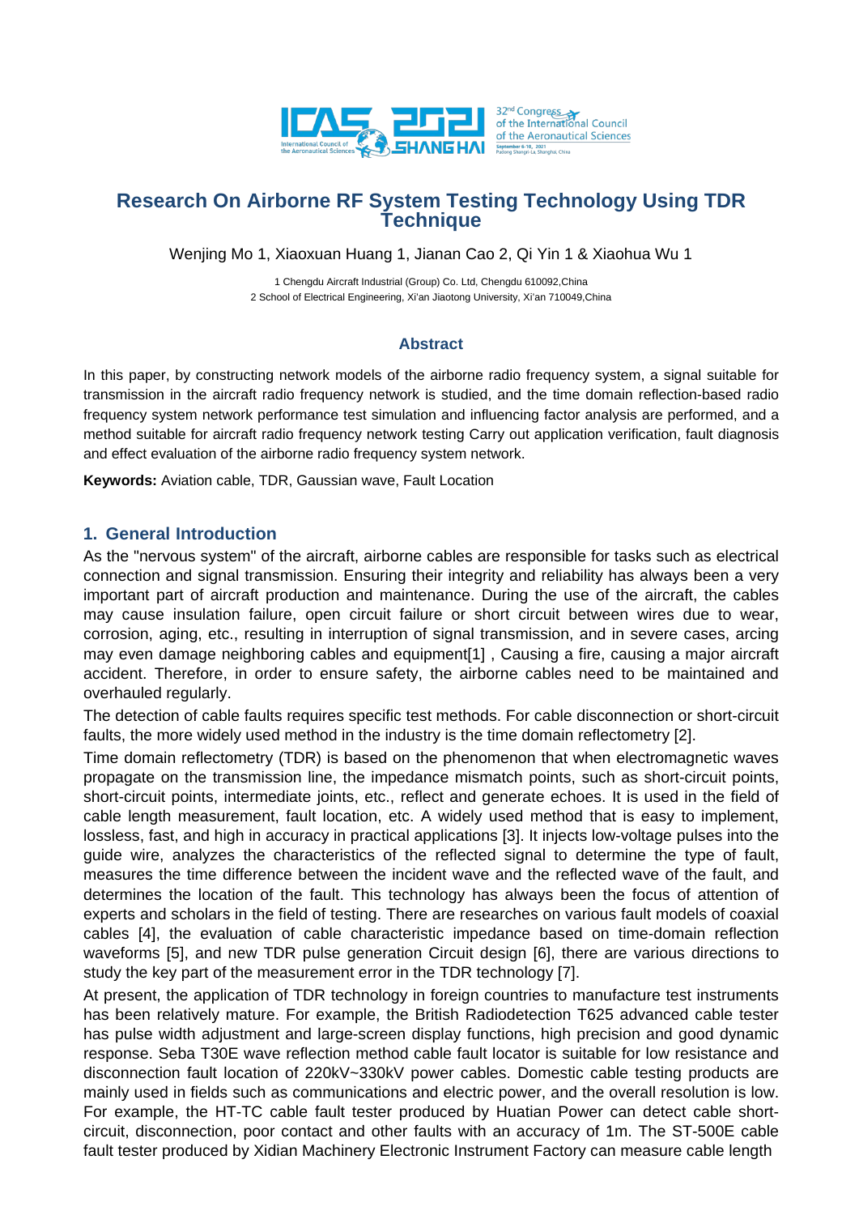# Research On Airborne RF System Testing Technology Using TDR Technique

Wenjing Mo 1, Xiaoxuan Huang 1, Jianan Cao 2, Qi Yin 1 & Xiaohua Wu 1

1 Chengdu Aircraft Industrial (Group) Co. Ltd, Chengdu 610092,China
2 School of Electrical Engineering, Xi'an Jiaotong University, Xi'an 710049,China

## Abstract

In this paper, by constructing network models of the airborne radio frequency system, a signal suitable for transmission in the aircraft radio frequency network is studied, and the time domain reflection-based radio frequency system network performance test simulation and influencing factor analysis are performed, and a method suitable for aircraft radio frequency network testing Carry out application verification, fault diagnosis and effect evaluation of the airborne radio frequency system network.

**Keywords:** Aviation cable, TDR, Gaussian wave, Fault Location

## 1. General Introduction

As the "nervous system" of the aircraft, airborne cables are responsible for tasks such as electrical connection and signal transmission. Ensuring their integrity and reliability has always been a very important part of aircraft production and maintenance. During the use of the aircraft, the cables may cause insulation failure, open circuit failure or short circuit between wires due to wear, corrosion, aging, etc., resulting in interruption of signal transmission, and in severe cases, arcing may even damage neighboring cables and equipment[1] , Causing a fire, causing a major aircraft accident. Therefore, in order to ensure safety, the airborne cables need to be maintained and overhauled regularly.

The detection of cable faults requires specific test methods. For cable disconnection or short-circuit faults, the more widely used method in the industry is the time domain reflectometry [2].

Time domain reflectometry (TDR) is based on the phenomenon that when electromagnetic waves propagate on the transmission line, the impedance mismatch points, such as short-circuit points, short-circuit points, intermediate joints, etc., reflect and generate echoes. It is used in the field of cable length measurement, fault location, etc. A widely used method that is easy to implement, lossless, fast, and high in accuracy in practical applications [3]. It injects low-voltage pulses into the guide wire, analyzes the characteristics of the reflected signal to determine the type of fault, measures the time difference between the incident wave and the reflected wave of the fault, and determines the location of the fault. This technology has always been the focus of attention of experts and scholars in the field of testing. There are researches on various fault models of coaxial cables [4], the evaluation of cable characteristic impedance based on time-domain reflection waveforms [5], and new TDR pulse generation Circuit design [6], there are various directions to study the key part of the measurement error in the TDR technology [7].

At present, the application of TDR technology in foreign countries to manufacture test instruments has been relatively mature. For example, the British Radiodetection T625 advanced cable tester has pulse width adjustment and large-screen display functions, high precision and good dynamic response. Seba T30E wave reflection method cable fault locator is suitable for low resistance and disconnection fault location of 220kV~330kV power cables. Domestic cable testing products are mainly used in fields such as communications and electric power, and the overall resolution is low. For example, the HT-TC cable fault tester produced by Huatian Power can detect cable short-circuit, disconnection, poor contact and other faults with an accuracy of 1m. The ST-500E cable fault tester produced by Xidian Machinery Electronic Instrument Factory can measure cable length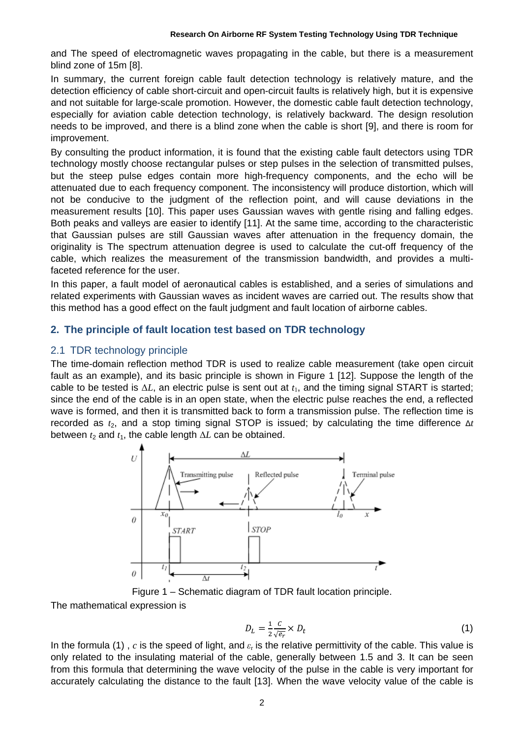and The speed of electromagnetic waves propagating in the cable, but there is a measurement blind zone of 15m [8].

In summary, the current foreign cable fault detection technology is relatively mature, and the detection efficiency of cable short-circuit and open-circuit faults is relatively high, but it is expensive and not suitable for large-scale promotion. However, the domestic cable fault detection technology, especially for aviation cable detection technology, is relatively backward. The design resolution needs to be improved, and there is a blind zone when the cable is short [9], and there is room for improvement.

By consulting the product information, it is found that the existing cable fault detectors using TDR technology mostly choose rectangular pulses or step pulses in the selection of transmitted pulses, but the steep pulse edges contain more high-frequency components, and the echo will be attenuated due to each frequency component. The inconsistency will produce distortion, which will not be conducive to the judgment of the reflection point, and will cause deviations in the measurement results [10]. This paper uses Gaussian waves with gentle rising and falling edges. Both peaks and valleys are easier to identify [11]. At the same time, according to the characteristic that Gaussian pulses are still Gaussian waves after attenuation in the frequency domain, the originality is The spectrum attenuation degree is used to calculate the cut-off frequency of the cable, which realizes the measurement of the transmission bandwidth, and provides a multi-faceted reference for the user.

In this paper, a fault model of aeronautical cables is established, and a series of simulations and related experiments with Gaussian waves as incident waves are carried out. The results show that this method has a good effect on the fault judgment and fault location of airborne cables.

## 2. The principle of fault location test based on TDR technology

### 2.1 TDR technology principle

The time-domain reflection method TDR is used to realize cable measurement (take open circuit fault as an example), and its basic principle is shown in Figure 1 [12]. Suppose the length of the cable to be tested is $\Delta L$, an electric pulse is sent out at $t_1$, and the timing signal START is started; since the end of the cable is in an open state, when the electric pulse reaches the end, a reflected wave is formed, and then it is transmitted back to form a transmission pulse. The reflection time is recorded as $t_2$, and a stop timing signal STOP is issued; by calculating the time difference $\Delta t$ between $t_2$ and $t_1$, the cable length $\Delta L$ can be obtained.

Figure 1 – Schematic diagram of TDR fault location principle.

The mathematical expression is

$$D_L = \frac{1}{2}\frac{C}{\sqrt{\varepsilon_r}} \times D_t \tag{1}$$

In the formula (1) , $c$ is the speed of light, and $\varepsilon_r$ is the relative permittivity of the cable. This value is only related to the insulating material of the cable, generally between 1.5 and 3. It can be seen from this formula that determining the wave velocity of the pulse in the cable is very important for accurately calculating the distance to the fault [13]. When the wave velocity value of the cable is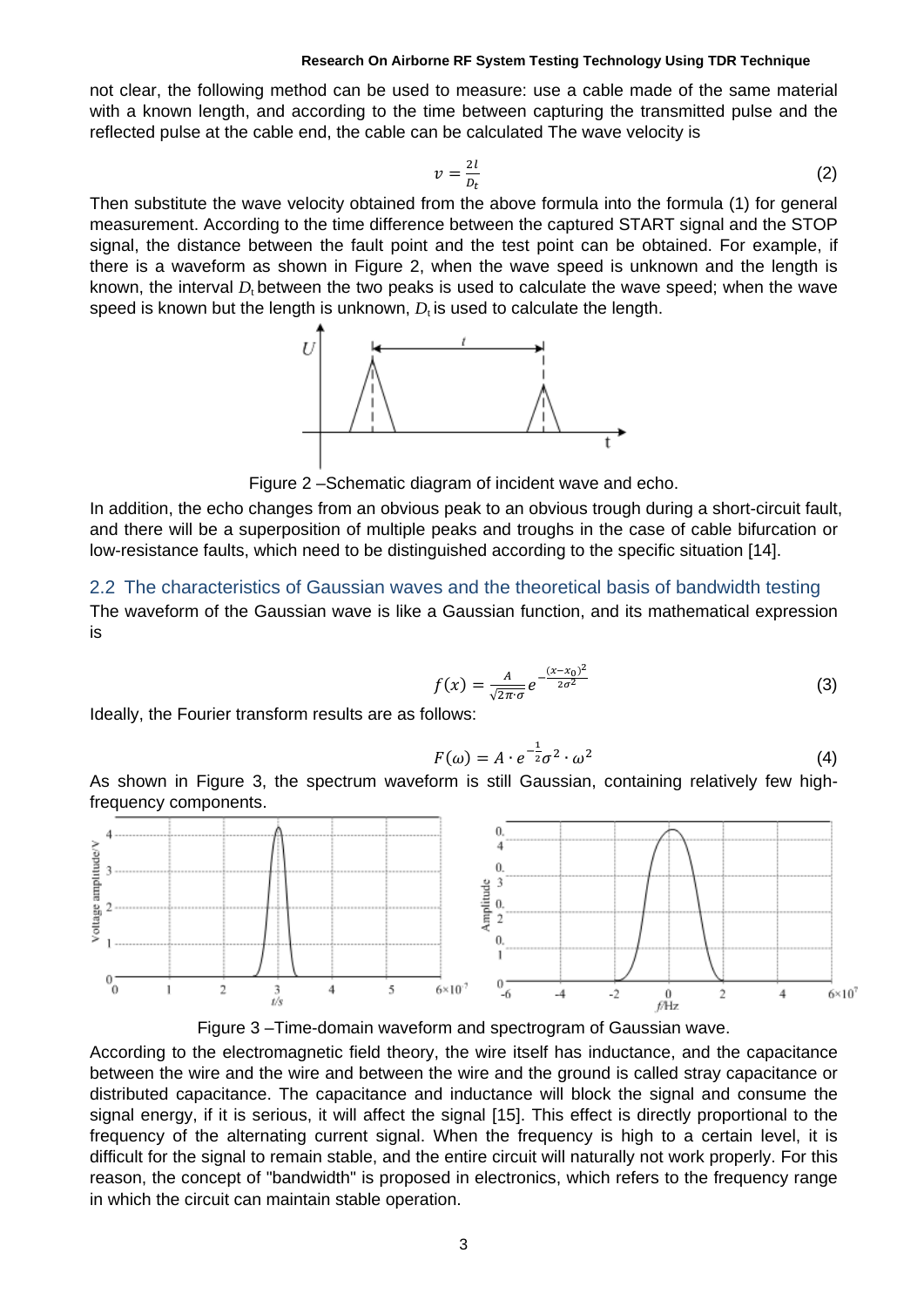not clear, the following method can be used to measure: use a cable made of the same material with a known length, and according to the time between capturing the transmitted pulse and the reflected pulse at the cable end, the cable can be calculated The wave velocity is

$$v = \frac{2l}{D_t} \tag{2}$$

Then substitute the wave velocity obtained from the above formula into the formula (1) for general measurement. According to the time difference between the captured START signal and the STOP signal, the distance between the fault point and the test point can be obtained. For example, if there is a waveform as shown in Figure 2, when the wave speed is unknown and the length is known, the interval $D_t$ between the two peaks is used to calculate the wave speed; when the wave speed is known but the length is unknown, $D_t$ is used to calculate the length.

Figure 2 –Schematic diagram of incident wave and echo.

In addition, the echo changes from an obvious peak to an obvious trough during a short-circuit fault, and there will be a superposition of multiple peaks and troughs in the case of cable bifurcation or low-resistance faults, which need to be distinguished according to the specific situation [14].

## 2.2 The characteristics of Gaussian waves and the theoretical basis of bandwidth testing

The waveform of the Gaussian wave is like a Gaussian function, and its mathematical expression is

$$f(x) = \frac{A}{\sqrt{2\pi \cdot \sigma}} e^{-\frac{(x-x_0)^2}{2\sigma^2}} \tag{3}$$

Ideally, the Fourier transform results are as follows:

$$F(\omega) = A \cdot e^{-\frac{1}{2}\sigma^2 \cdot \omega^2} \tag{4}$$

As shown in Figure 3, the spectrum waveform is still Gaussian, containing relatively few high-frequency components.

Figure 3 –Time-domain waveform and spectrogram of Gaussian wave.

According to the electromagnetic field theory, the wire itself has inductance, and the capacitance between the wire and the wire and between the wire and the ground is called stray capacitance or distributed capacitance. The capacitance and inductance will block the signal and consume the signal energy, if it is serious, it will affect the signal [15]. This effect is directly proportional to the frequency of the alternating current signal. When the frequency is high to a certain level, it is difficult for the signal to remain stable, and the entire circuit will naturally not work properly. For this reason, the concept of "bandwidth" is proposed in electronics, which refers to the frequency range in which the circuit can maintain stable operation.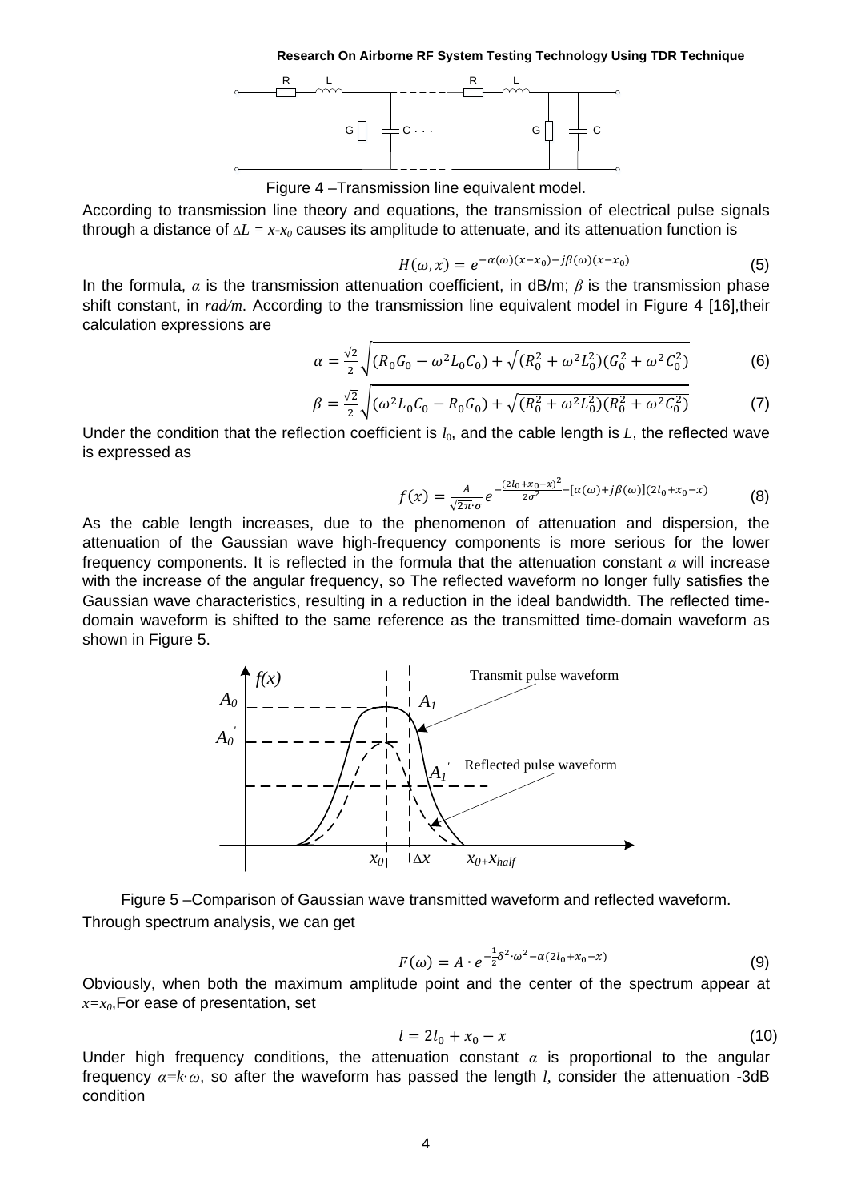Figure 4 –Transmission line equivalent model.

According to transmission line theory and equations, the transmission of electrical pulse signals through a distance of $\Delta L = x\text{-}x_0$ causes its amplitude to attenuate, and its attenuation function is

$$H(\omega, x) = e^{-\alpha(\omega)(x-x_0)-j\beta(\omega)(x-x_0)} \tag{5}$$

In the formula, $\alpha$ is the transmission attenuation coefficient, in dB/m; $\beta$ is the transmission phase shift constant, in *rad/m*. According to the transmission line equivalent model in Figure 4 [16],their calculation expressions are

$$\alpha = \frac{\sqrt{2}}{2}\sqrt{(R_0G_0 - \omega^2 L_0C_0) + \sqrt{(R_0^2 + \omega^2 L_0^2)(G_0^2 + \omega^2 C_0^2)}} \tag{6}$$

$$\beta = \frac{\sqrt{2}}{2}\sqrt{(\omega^2 L_0C_0 - R_0G_0) + \sqrt{(R_0^2 + \omega^2 L_0^2)(R_0^2 + \omega^2 C_0^2)}} \tag{7}$$

Under the condition that the reflection coefficient is $l_0$, and the cable length is $L$, the reflected wave is expressed as

$$f(x) = \frac{A}{\sqrt{2\pi}\cdot\sigma}e^{-\frac{(2l_0+x_0-x)^2}{2\sigma^2}-[\alpha(\omega)+j\beta(\omega)](2l_0+x_0-x)} \tag{8}$$

As the cable length increases, due to the phenomenon of attenuation and dispersion, the attenuation of the Gaussian wave high-frequency components is more serious for the lower frequency components. It is reflected in the formula that the attenuation constant $\alpha$ will increase with the increase of the angular frequency, so The reflected waveform no longer fully satisfies the Gaussian wave characteristics, resulting in a reduction in the ideal bandwidth. The reflected time-domain waveform is shifted to the same reference as the transmitted time-domain waveform as shown in Figure 5.

Figure 5 –Comparison of Gaussian wave transmitted waveform and reflected waveform.

Through spectrum analysis, we can get

$$F(\omega) = A\cdot e^{-\frac{1}{2}\delta^2\cdot\omega^2-\alpha(2l_0+x_0-x)} \tag{9}$$

Obviously, when both the maximum amplitude point and the center of the spectrum appear at $x=x_0$,For ease of presentation, set

$$l = 2l_0 + x_0 - x \tag{10}$$

Under high frequency conditions, the attenuation constant $\alpha$ is proportional to the angular frequency $\alpha=k\cdot\omega$, so after the waveform has passed the length $l$, consider the attenuation -3dB condition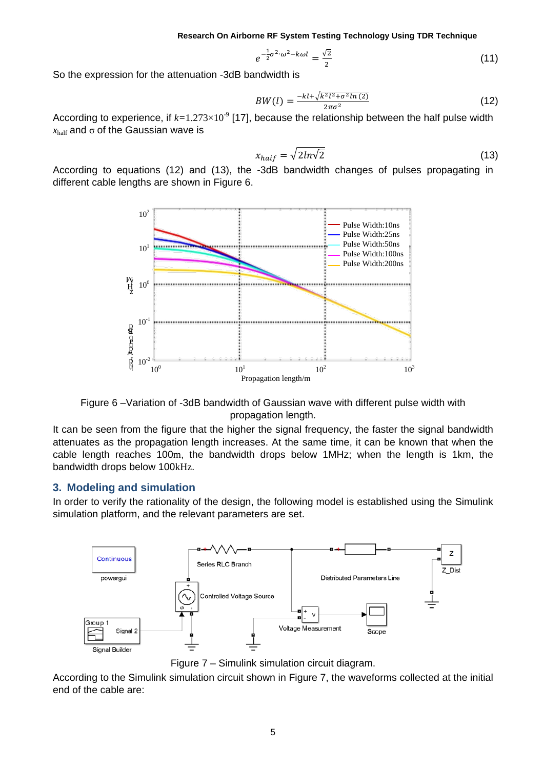$$e^{-\frac{1}{2}\sigma^2\cdot\omega^2-k\omega l}=\frac{\sqrt{2}}{2} \tag{11}$$

So the expression for the attenuation -3dB bandwidth is

$$BW(l)=\frac{-kl+\sqrt{k^2l^2+\sigma^2 ln\,(2)}}{2\pi\sigma^2} \tag{12}$$

According to experience, if $k$=1.273×10$^{-9}$ [17], because the relationship between the half pulse width $x_{half}$ and σ of the Gaussian wave is

$$x_{haif}=\sqrt{2ln\sqrt{2}} \tag{13}$$

According to equations (12) and (13), the -3dB bandwidth changes of pulses propagating in different cable lengths are shown in Figure 6.

Figure 6 –Variation of -3dB bandwidth of Gaussian wave with different pulse width with propagation length.

It can be seen from the figure that the higher the signal frequency, the faster the signal bandwidth attenuates as the propagation length increases. At the same time, it can be known that when the cable length reaches 100m, the bandwidth drops below 1MHz; when the length is 1km, the bandwidth drops below 100kHz.

## 3. Modeling and simulation

In order to verify the rationality of the design, the following model is established using the Simulink simulation platform, and the relevant parameters are set.

Figure 7 – Simulink simulation circuit diagram.

According to the Simulink simulation circuit shown in Figure 7, the waveforms collected at the initial end of the cable are: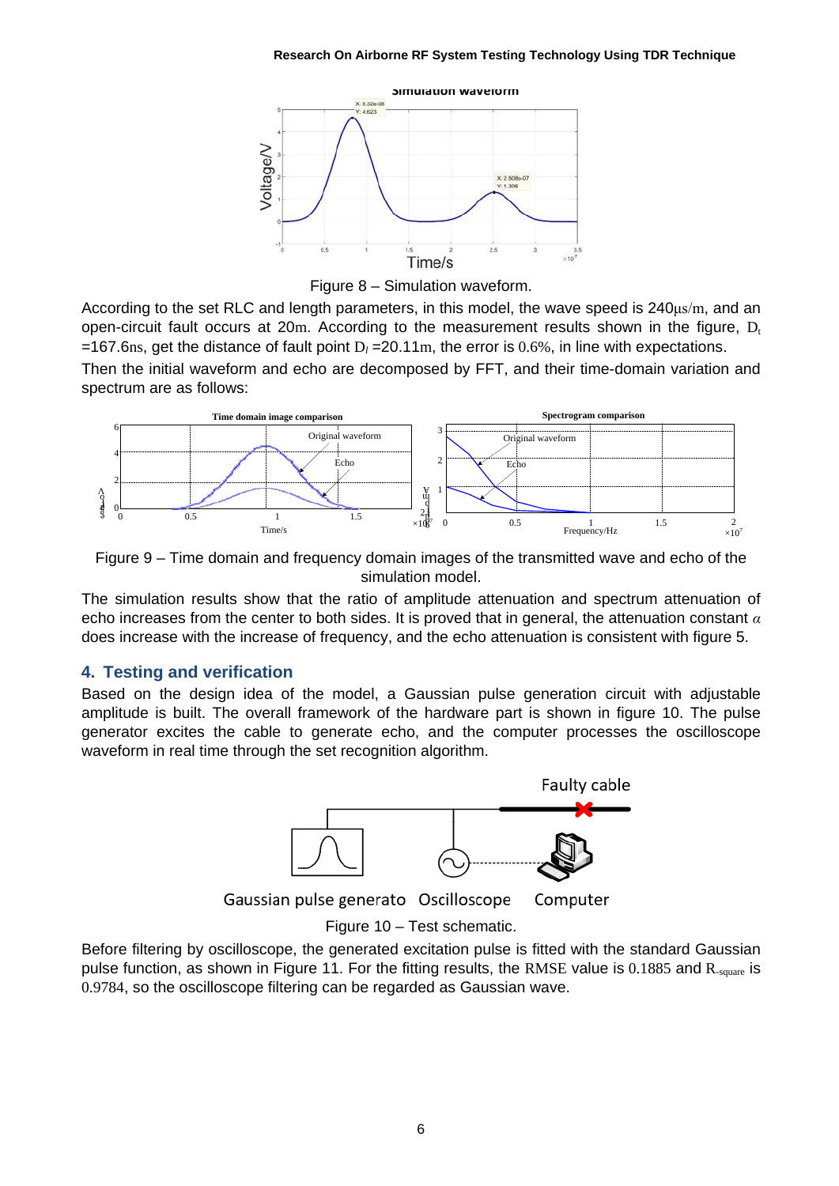Figure 8 – Simulation waveform.

According to the set RLC and length parameters, in this model, the wave speed is 240μs/m, and an open-circuit fault occurs at 20m. According to the measurement results shown in the figure, $D_t$ =167.6ns, get the distance of fault point $D_l$ =20.11m, the error is 0.6%, in line with expectations.

Then the initial waveform and echo are decomposed by FFT, and their time-domain variation and spectrum are as follows:

Figure 9 – Time domain and frequency domain images of the transmitted wave and echo of the simulation model.

The simulation results show that the ratio of amplitude attenuation and spectrum attenuation of echo increases from the center to both sides. It is proved that in general, the attenuation constant $\alpha$ does increase with the increase of frequency, and the echo attenuation is consistent with figure 5.

## 4. Testing and verification

Based on the design idea of the model, a Gaussian pulse generation circuit with adjustable amplitude is built. The overall framework of the hardware part is shown in figure 10. The pulse generator excites the cable to generate echo, and the computer processes the oscilloscope waveform in real time through the set recognition algorithm.

Figure 10 – Test schematic.

Before filtering by oscilloscope, the generated excitation pulse is fitted with the standard Gaussian pulse function, as shown in Figure 11. For the fitting results, the RMSE value is 0.1885 and $R_{-square}$ is 0.9784, so the oscilloscope filtering can be regarded as Gaussian wave.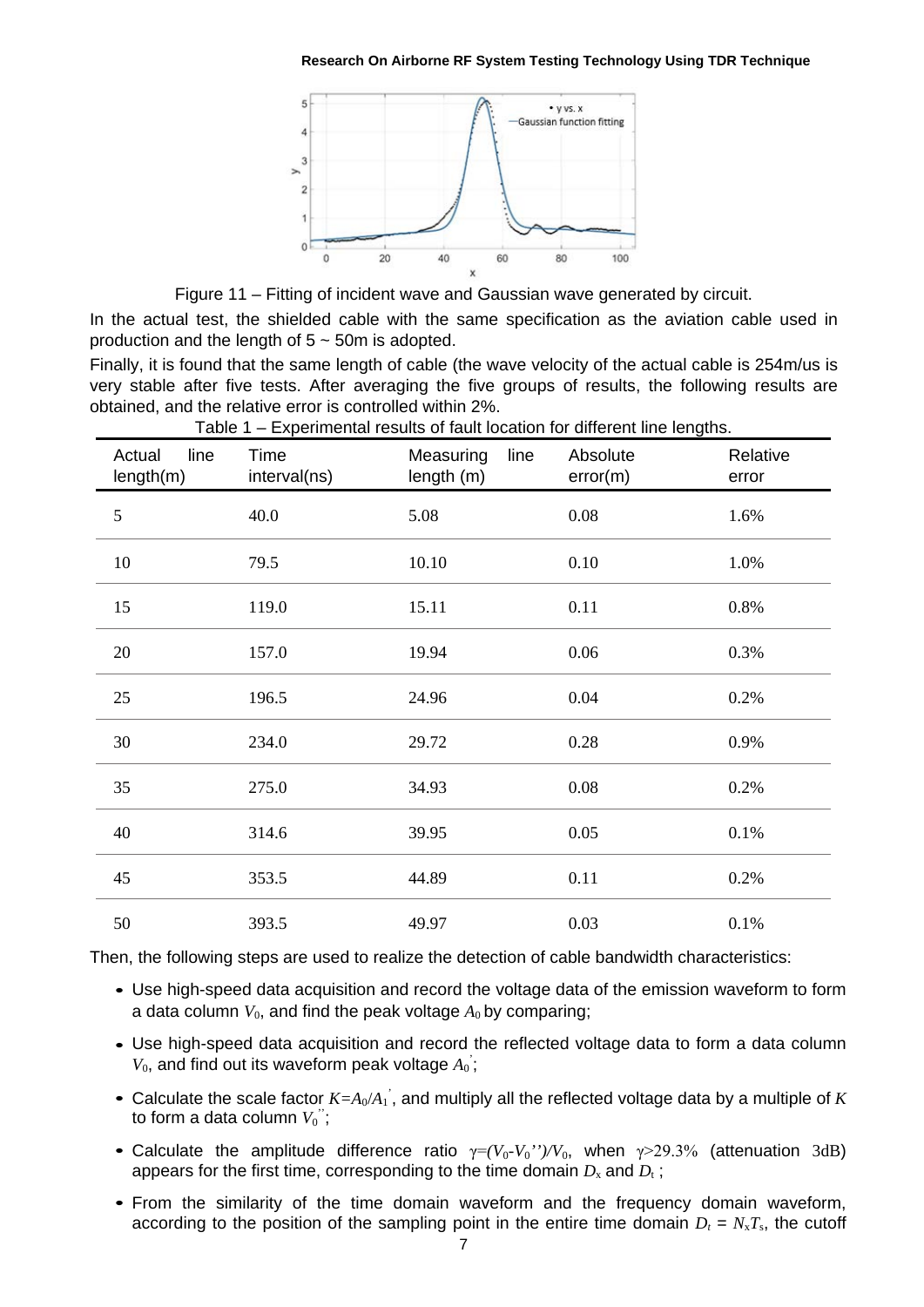Figure 11 – Fitting of incident wave and Gaussian wave generated by circuit.

In the actual test, the shielded cable with the same specification as the aviation cable used in production and the length of 5 ~ 50m is adopted.

Finally, it is found that the same length of cable (the wave velocity of the actual cable is 254m/us is very stable after five tests. After averaging the five groups of results, the following results are obtained, and the relative error is controlled within 2%.

Table 1 – Experimental results of fault location for different line lengths.

| Actual line length(m) | Time interval(ns) | Measuring line length (m) | Absolute error(m) | Relative error |
|---|---|---|---|---|
| 5 | 40.0 | 5.08 | 0.08 | 1.6% |
| 10 | 79.5 | 10.10 | 0.10 | 1.0% |
| 15 | 119.0 | 15.11 | 0.11 | 0.8% |
| 20 | 157.0 | 19.94 | 0.06 | 0.3% |
| 25 | 196.5 | 24.96 | 0.04 | 0.2% |
| 30 | 234.0 | 29.72 | 0.28 | 0.9% |
| 35 | 275.0 | 34.93 | 0.08 | 0.2% |
| 40 | 314.6 | 39.95 | 0.05 | 0.1% |
| 45 | 353.5 | 44.89 | 0.11 | 0.2% |
| 50 | 393.5 | 49.97 | 0.03 | 0.1% |

Then, the following steps are used to realize the detection of cable bandwidth characteristics:

- Use high-speed data acquisition and record the voltage data of the emission waveform to form a data column $V_0$, and find the peak voltage $A_0$ by comparing;
- Use high-speed data acquisition and record the reflected voltage data to form a data column $V_0$, and find out its waveform peak voltage $A_0^{'}$;
- Calculate the scale factor $K=A_0/A_1^{'}$, and multiply all the reflected voltage data by a multiple of $K$ to form a data column $V_0^{''}$;
- Calculate the amplitude difference ratio $\gamma=(V_0-V_0^{''})/V_0$, when $\gamma>29.3\%$ (attenuation 3dB) appears for the first time, corresponding to the time domain $D_x$ and $D_t$ ;
- From the similarity of the time domain waveform and the frequency domain waveform, according to the position of the sampling point in the entire time domain $D_t = N_x T_s$, the cutoff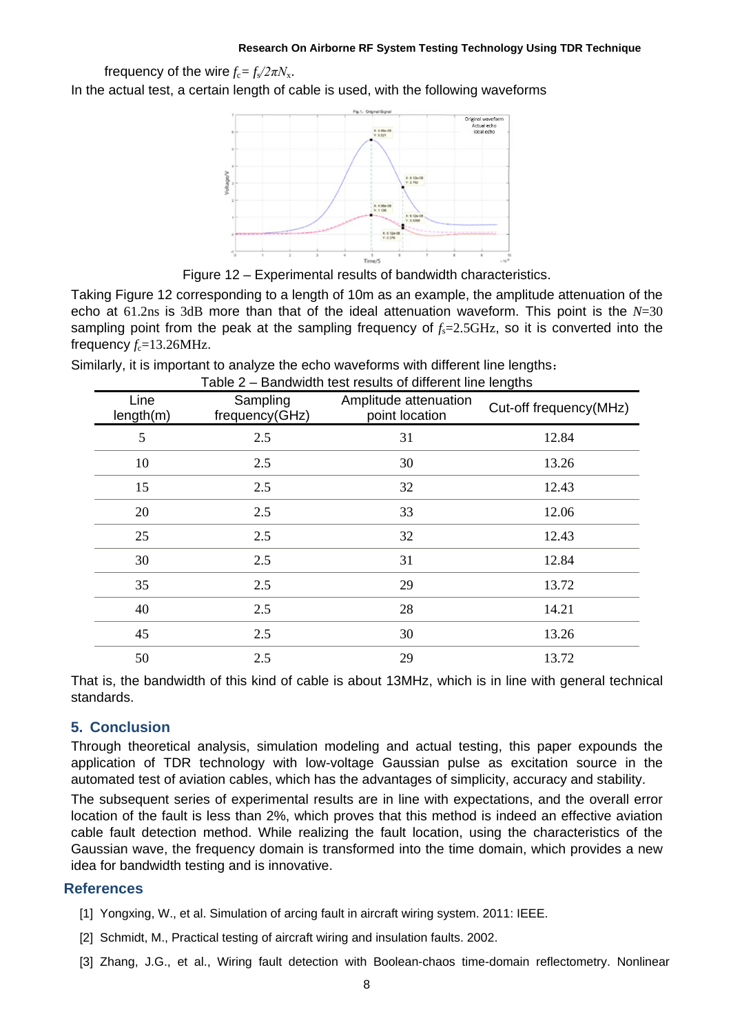frequency of the wire $f_c = f_s/2\pi N_x$.

In the actual test, a certain length of cable is used, with the following waveforms

Figure 12 – Experimental results of bandwidth characteristics.

Taking Figure 12 corresponding to a length of 10m as an example, the amplitude attenuation of the echo at 61.2ns is 3dB more than that of the ideal attenuation waveform. This point is the $N$=30 sampling point from the peak at the sampling frequency of $f_s$=2.5GHz, so it is converted into the frequency $f_c$=13.26MHz.

Similarly, it is important to analyze the echo waveforms with different line lengths：

Table 2 – Bandwidth test results of different line lengths

| Line length(m) | Sampling frequency(GHz) | Amplitude attenuation point location | Cut-off frequency(MHz) |
|---|---|---|---|
| 5 | 2.5 | 31 | 12.84 |
| 10 | 2.5 | 30 | 13.26 |
| 15 | 2.5 | 32 | 12.43 |
| 20 | 2.5 | 33 | 12.06 |
| 25 | 2.5 | 32 | 12.43 |
| 30 | 2.5 | 31 | 12.84 |
| 35 | 2.5 | 29 | 13.72 |
| 40 | 2.5 | 28 | 14.21 |
| 45 | 2.5 | 30 | 13.26 |
| 50 | 2.5 | 29 | 13.72 |

That is, the bandwidth of this kind of cable is about 13MHz, which is in line with general technical standards.

## 5. Conclusion

Through theoretical analysis, simulation modeling and actual testing, this paper expounds the application of TDR technology with low-voltage Gaussian pulse as excitation source in the automated test of aviation cables, which has the advantages of simplicity, accuracy and stability.

The subsequent series of experimental results are in line with expectations, and the overall error location of the fault is less than 2%, which proves that this method is indeed an effective aviation cable fault detection method. While realizing the fault location, using the characteristics of the Gaussian wave, the frequency domain is transformed into the time domain, which provides a new idea for bandwidth testing and is innovative.

## References

[1] Yongxing, W., et al. Simulation of arcing fault in aircraft wiring system. 2011: IEEE.

[2] Schmidt, M., Practical testing of aircraft wiring and insulation faults. 2002.

[3] Zhang, J.G., et al., Wiring fault detection with Boolean-chaos time-domain reflectometry. Nonlinear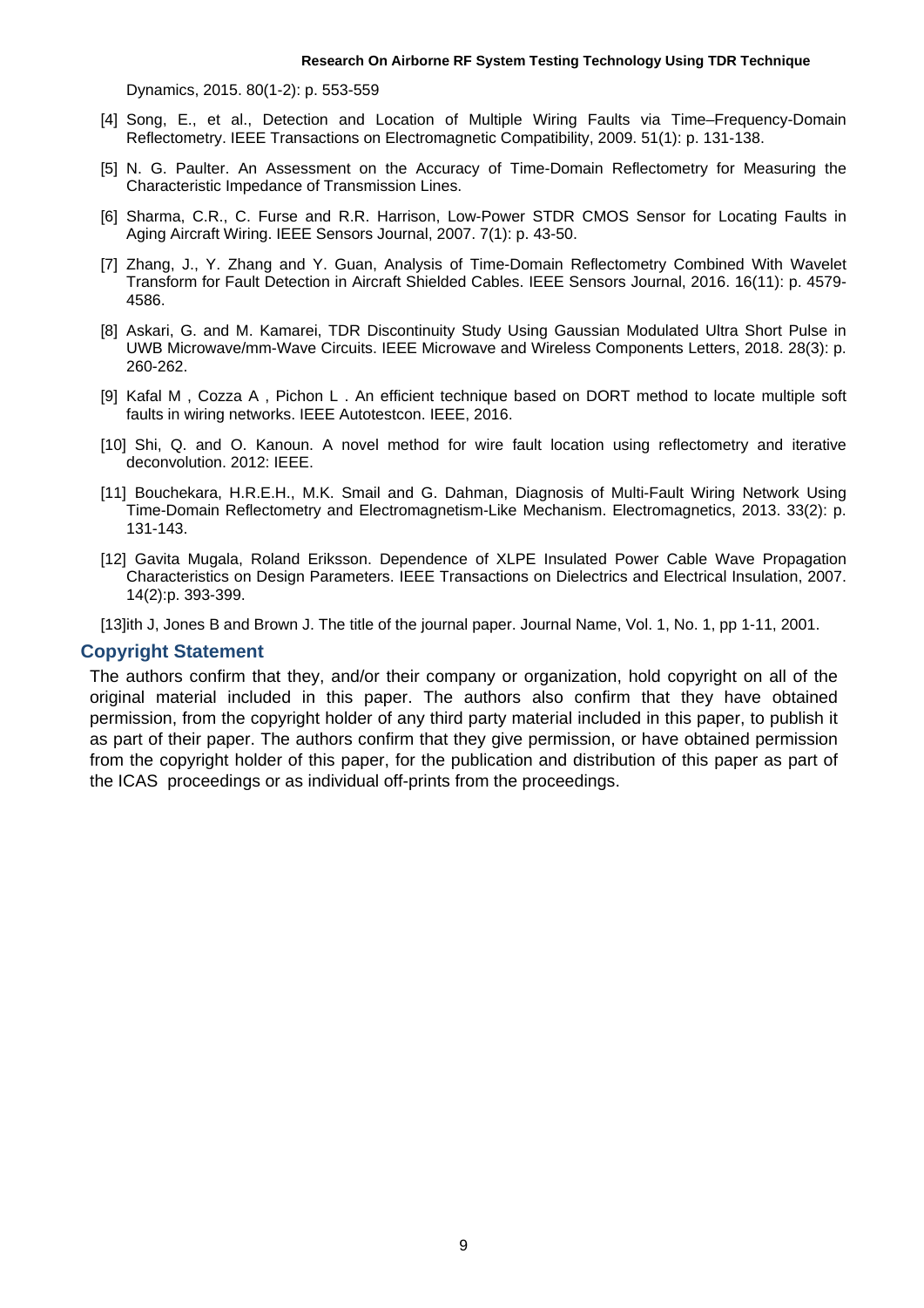Dynamics, 2015. 80(1-2): p. 553-559

[4] Song, E., et al., Detection and Location of Multiple Wiring Faults via Time–Frequency-Domain Reflectometry. IEEE Transactions on Electromagnetic Compatibility, 2009. 51(1): p. 131-138.

[5] N. G. Paulter. An Assessment on the Accuracy of Time-Domain Reflectometry for Measuring the Characteristic Impedance of Transmission Lines.

[6] Sharma, C.R., C. Furse and R.R. Harrison, Low-Power STDR CMOS Sensor for Locating Faults in Aging Aircraft Wiring. IEEE Sensors Journal, 2007. 7(1): p. 43-50.

[7] Zhang, J., Y. Zhang and Y. Guan, Analysis of Time-Domain Reflectometry Combined With Wavelet Transform for Fault Detection in Aircraft Shielded Cables. IEEE Sensors Journal, 2016. 16(11): p. 4579-4586.

[8] Askari, G. and M. Kamarei, TDR Discontinuity Study Using Gaussian Modulated Ultra Short Pulse in UWB Microwave/mm-Wave Circuits. IEEE Microwave and Wireless Components Letters, 2018. 28(3): p. 260-262.

[9] Kafal M , Cozza A , Pichon L . An efficient technique based on DORT method to locate multiple soft faults in wiring networks. IEEE Autotestcon. IEEE, 2016.

[10] Shi, Q. and O. Kanoun. A novel method for wire fault location using reflectometry and iterative deconvolution. 2012: IEEE.

[11] Bouchekara, H.R.E.H., M.K. Smail and G. Dahman, Diagnosis of Multi-Fault Wiring Network Using Time-Domain Reflectometry and Electromagnetism-Like Mechanism. Electromagnetics, 2013. 33(2): p. 131-143.

[12] Gavita Mugala, Roland Eriksson. Dependence of XLPE Insulated Power Cable Wave Propagation Characteristics on Design Parameters. IEEE Transactions on Dielectrics and Electrical Insulation, 2007. 14(2):p. 393-399.

[13]ith J, Jones B and Brown J. The title of the journal paper. Journal Name, Vol. 1, No. 1, pp 1-11, 2001.

## Copyright Statement

The authors confirm that they, and/or their company or organization, hold copyright on all of the original material included in this paper. The authors also confirm that they have obtained permission, from the copyright holder of any third party material included in this paper, to publish it as part of their paper. The authors confirm that they give permission, or have obtained permission from the copyright holder of this paper, for the publication and distribution of this paper as part of the ICAS proceedings or as individual off-prints from the proceedings.